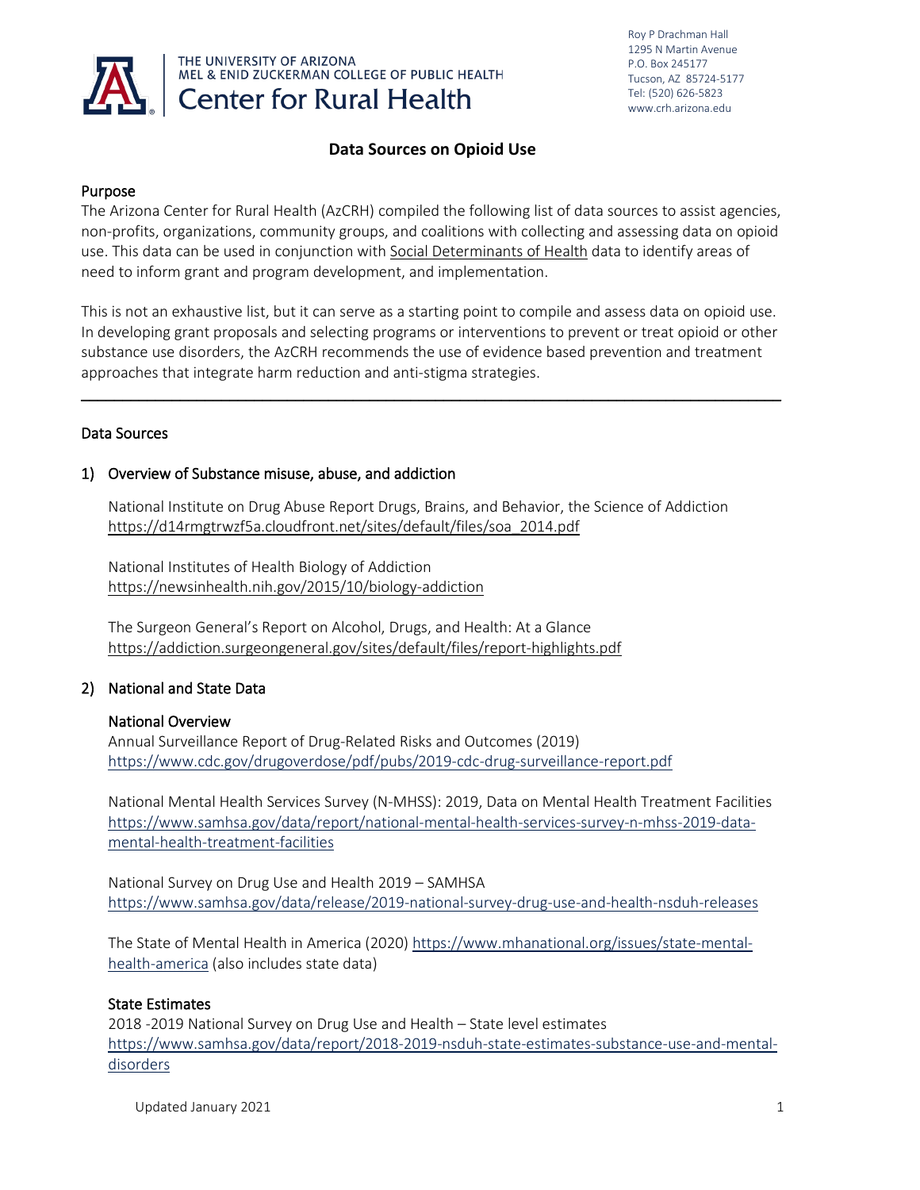THE UNIVERSITY OF ARIZONA
MEL & ENID ZUCKERMAN COLLEGE OF PUBLIC HEALTH
Center for Rural Health

Roy P Drachman Hall
1295 N Martin Avenue
P.O. Box 245177
Tucson, AZ 85724-5177
Tel: (520) 626-5823
www.crh.arizona.edu

# Data Sources on Opioid Use

## Purpose

The Arizona Center for Rural Health (AzCRH) compiled the following list of data sources to assist agencies, non-profits, organizations, community groups, and coalitions with collecting and assessing data on opioid use. This data can be used in conjunction with Social Determinants of Health data to identify areas of need to inform grant and program development, and implementation.

This is not an exhaustive list, but it can serve as a starting point to compile and assess data on opioid use. In developing grant proposals and selecting programs or interventions to prevent or treat opioid or other substance use disorders, the AzCRH recommends the use of evidence based prevention and treatment approaches that integrate harm reduction and anti-stigma strategies.

---

## Data Sources

### 1) Overview of Substance misuse, abuse, and addiction

National Institute on Drug Abuse Report Drugs, Brains, and Behavior, the Science of Addiction
https://d14rmgtrwzf5a.cloudfront.net/sites/default/files/soa_2014.pdf

National Institutes of Health Biology of Addiction
https://newsinhealth.nih.gov/2015/10/biology-addiction

The Surgeon General's Report on Alcohol, Drugs, and Health: At a Glance
https://addiction.surgeongeneral.gov/sites/default/files/report-highlights.pdf

### 2) National and State Data

#### National Overview

Annual Surveillance Report of Drug-Related Risks and Outcomes (2019)
https://www.cdc.gov/drugoverdose/pdf/pubs/2019-cdc-drug-surveillance-report.pdf

National Mental Health Services Survey (N-MHSS): 2019, Data on Mental Health Treatment Facilities
https://www.samhsa.gov/data/report/national-mental-health-services-survey-n-mhss-2019-data-mental-health-treatment-facilities

National Survey on Drug Use and Health 2019 – SAMHSA
https://www.samhsa.gov/data/release/2019-national-survey-drug-use-and-health-nsduh-releases

The State of Mental Health in America (2020) https://www.mhanational.org/issues/state-mental-health-america (also includes state data)

#### State Estimates

2018 -2019 National Survey on Drug Use and Health – State level estimates
https://www.samhsa.gov/data/report/2018-2019-nsduh-state-estimates-substance-use-and-mental-disorders

Updated January 2021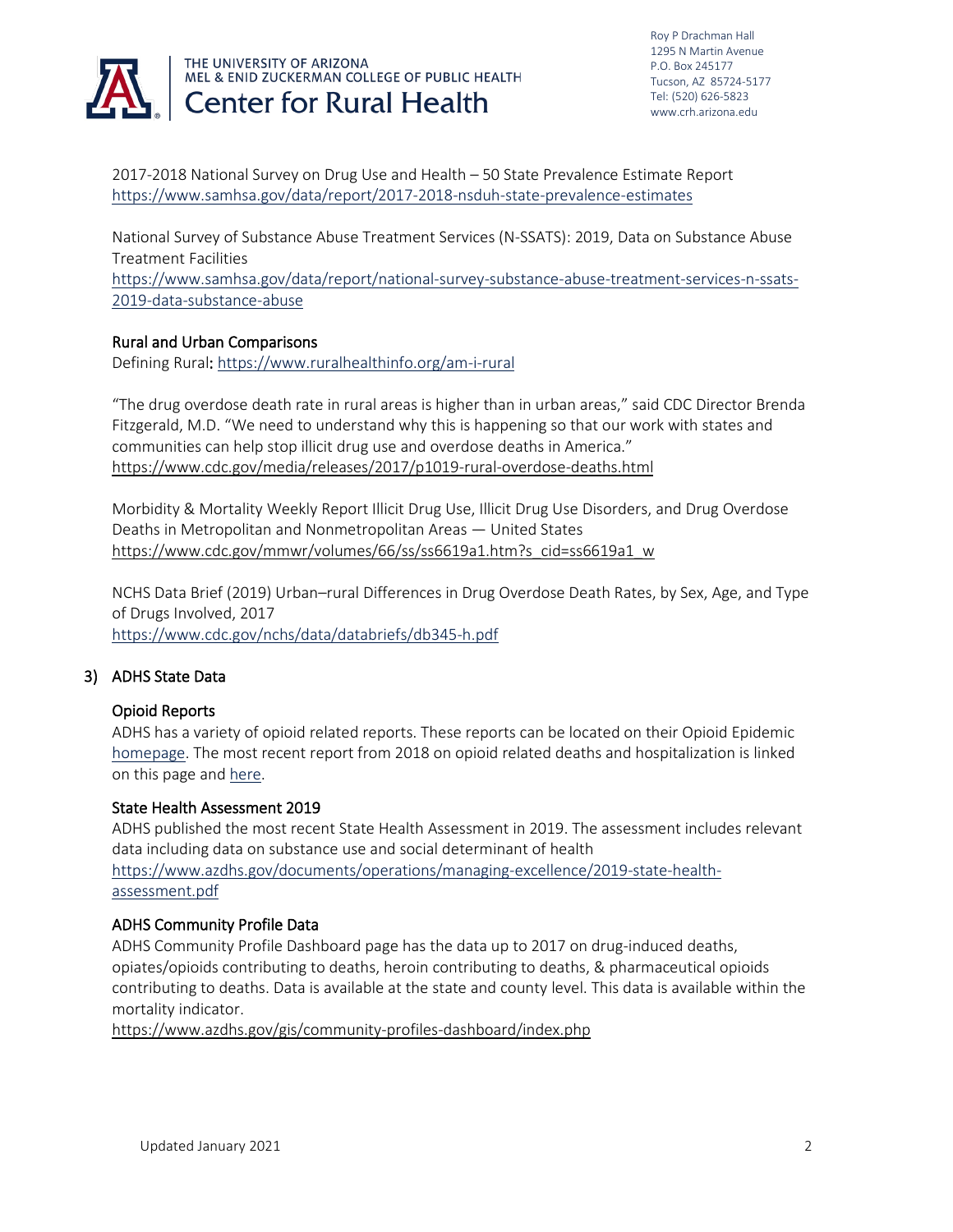2017-2018 National Survey on Drug Use and Health – 50 State Prevalence Estimate Report
https://www.samhsa.gov/data/report/2017-2018-nsduh-state-prevalence-estimates

National Survey of Substance Abuse Treatment Services (N-SSATS): 2019, Data on Substance Abuse Treatment Facilities
https://www.samhsa.gov/data/report/national-survey-substance-abuse-treatment-services-n-ssats-2019-data-substance-abuse

### Rural and Urban Comparisons

Defining Rural: https://www.ruralhealthinfo.org/am-i-rural

"The drug overdose death rate in rural areas is higher than in urban areas," said CDC Director Brenda Fitzgerald, M.D. "We need to understand why this is happening so that our work with states and communities can help stop illicit drug use and overdose deaths in America."
https://www.cdc.gov/media/releases/2017/p1019-rural-overdose-deaths.html

Morbidity & Mortality Weekly Report Illicit Drug Use, Illicit Drug Use Disorders, and Drug Overdose Deaths in Metropolitan and Nonmetropolitan Areas — United States
https://www.cdc.gov/mmwr/volumes/66/ss/ss6619a1.htm?s_cid=ss6619a1_w

NCHS Data Brief (2019) Urban–rural Differences in Drug Overdose Death Rates, by Sex, Age, and Type of Drugs Involved, 2017
https://www.cdc.gov/nchs/data/databriefs/db345-h.pdf

## 3) ADHS State Data

### Opioid Reports

ADHS has a variety of opioid related reports. These reports can be located on their Opioid Epidemic homepage. The most recent report from 2018 on opioid related deaths and hospitalization is linked on this page and here.

### State Health Assessment 2019

ADHS published the most recent State Health Assessment in 2019. The assessment includes relevant data including data on substance use and social determinant of health
https://www.azdhs.gov/documents/operations/managing-excellence/2019-state-health-assessment.pdf

### ADHS Community Profile Data

ADHS Community Profile Dashboard page has the data up to 2017 on drug-induced deaths, opiates/opioids contributing to deaths, heroin contributing to deaths, & pharmaceutical opioids contributing to deaths. Data is available at the state and county level. This data is available within the mortality indicator.
https://www.azdhs.gov/gis/community-profiles-dashboard/index.php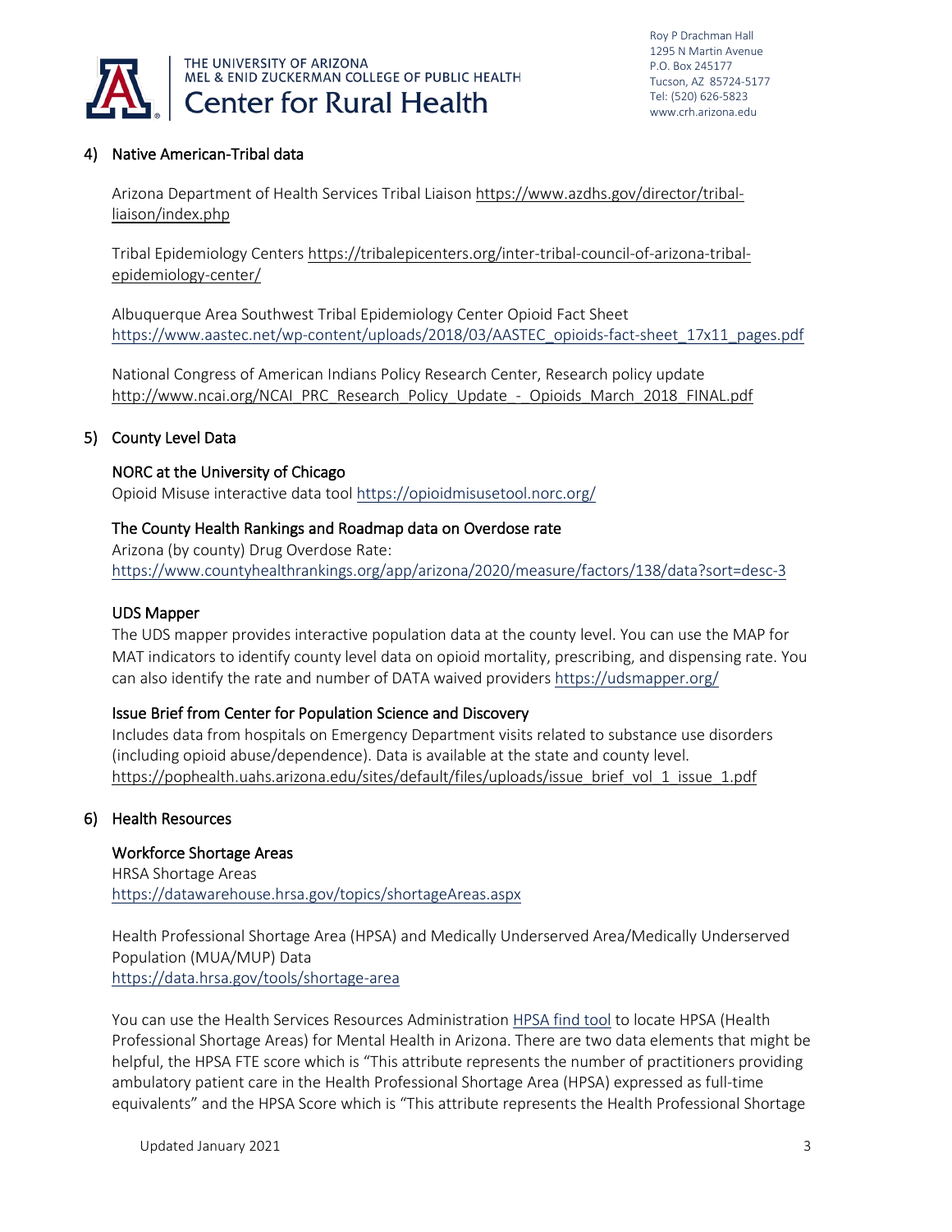## 4) Native American-Tribal data

Arizona Department of Health Services Tribal Liaison https://www.azdhs.gov/director/tribal-liaison/index.php

Tribal Epidemiology Centers https://tribalepicenters.org/inter-tribal-council-of-arizona-tribal-epidemiology-center/

Albuquerque Area Southwest Tribal Epidemiology Center Opioid Fact Sheet https://www.aastec.net/wp-content/uploads/2018/03/AASTEC_opioids-fact-sheet_17x11_pages.pdf

National Congress of American Indians Policy Research Center, Research policy update http://www.ncai.org/NCAI_PRC_Research_Policy_Update_-_Opioids_March_2018_FINAL.pdf

## 5) County Level Data

### NORC at the University of Chicago

Opioid Misuse interactive data tool https://opioidmisusetool.norc.org/

### The County Health Rankings and Roadmap data on Overdose rate

Arizona (by county) Drug Overdose Rate: https://www.countyhealthrankings.org/app/arizona/2020/measure/factors/138/data?sort=desc-3

### UDS Mapper

The UDS mapper provides interactive population data at the county level. You can use the MAP for MAT indicators to identify county level data on opioid mortality, prescribing, and dispensing rate. You can also identify the rate and number of DATA waived providers https://udsmapper.org/

### Issue Brief from Center for Population Science and Discovery

Includes data from hospitals on Emergency Department visits related to substance use disorders (including opioid abuse/dependence). Data is available at the state and county level. https://pophealth.uahs.arizona.edu/sites/default/files/uploads/issue_brief_vol_1_issue_1.pdf

## 6) Health Resources

### Workforce Shortage Areas

HRSA Shortage Areas https://datawarehouse.hrsa.gov/topics/shortageAreas.aspx

Health Professional Shortage Area (HPSA) and Medically Underserved Area/Medically Underserved Population (MUA/MUP) Data https://data.hrsa.gov/tools/shortage-area

You can use the Health Services Resources Administration HPSA find tool to locate HPSA (Health Professional Shortage Areas) for Mental Health in Arizona. There are two data elements that might be helpful, the HPSA FTE score which is "This attribute represents the number of practitioners providing ambulatory patient care in the Health Professional Shortage Area (HPSA) expressed as full-time equivalents" and the HPSA Score which is "This attribute represents the Health Professional Shortage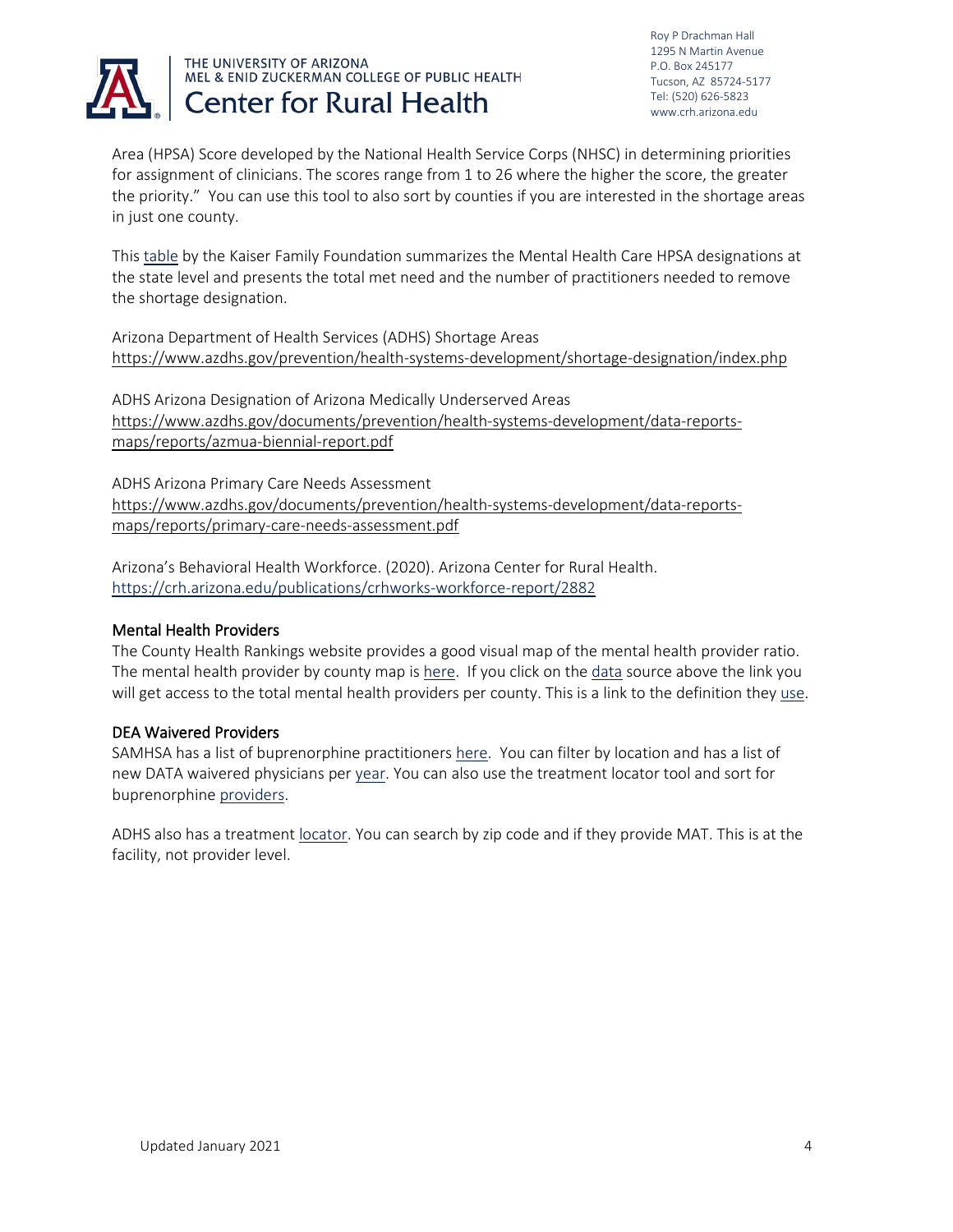Area (HPSA) Score developed by the National Health Service Corps (NHSC) in determining priorities for assignment of clinicians. The scores range from 1 to 26 where the higher the score, the greater the priority." You can use this tool to also sort by counties if you are interested in the shortage areas in just one county.

This table by the Kaiser Family Foundation summarizes the Mental Health Care HPSA designations at the state level and presents the total met need and the number of practitioners needed to remove the shortage designation.

Arizona Department of Health Services (ADHS) Shortage Areas
https://www.azdhs.gov/prevention/health-systems-development/shortage-designation/index.php

ADHS Arizona Designation of Arizona Medically Underserved Areas
https://www.azdhs.gov/documents/prevention/health-systems-development/data-reports-maps/reports/azmua-biennial-report.pdf

ADHS Arizona Primary Care Needs Assessment
https://www.azdhs.gov/documents/prevention/health-systems-development/data-reports-maps/reports/primary-care-needs-assessment.pdf

Arizona's Behavioral Health Workforce. (2020). Arizona Center for Rural Health.
https://crh.arizona.edu/publications/crhworks-workforce-report/2882

## Mental Health Providers

The County Health Rankings website provides a good visual map of the mental health provider ratio. The mental health provider by county map is here. If you click on the data source above the link you will get access to the total mental health providers per county. This is a link to the definition they use.

## DEA Waivered Providers

SAMHSA has a list of buprenorphine practitioners here. You can filter by location and has a list of new DATA waivered physicians per year. You can also use the treatment locator tool and sort for buprenorphine providers.

ADHS also has a treatment locator. You can search by zip code and if they provide MAT. This is at the facility, not provider level.

Updated January 2021